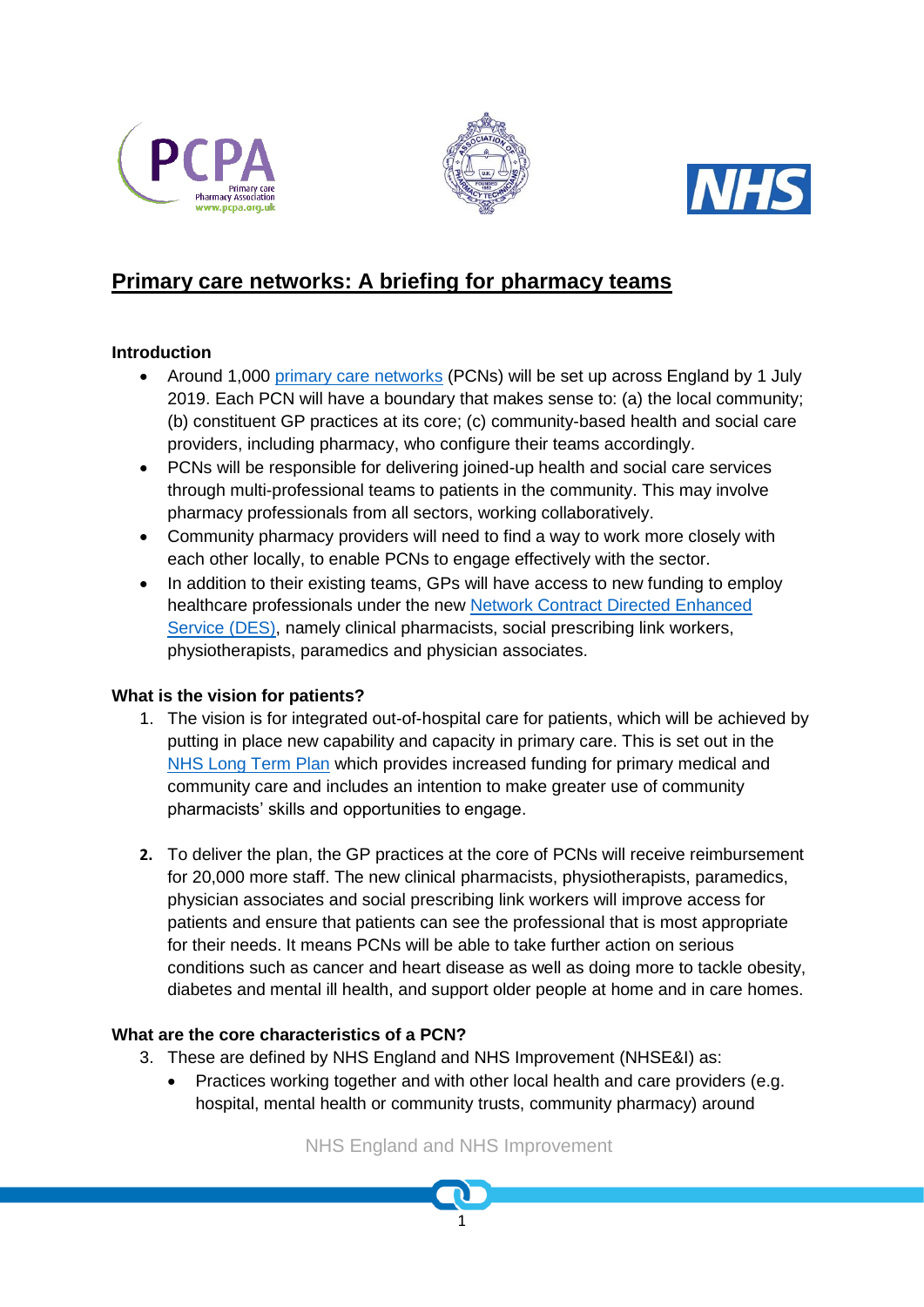# Primary care networks: A briefing for pharmacy teams

## Introduction

- Around 1,000 primary care networks (PCNs) will be set up across England by 1 July 2019. Each PCN will have a boundary that makes sense to: (a) the local community; (b) constituent GP practices at its core; (c) community-based health and social care providers, including pharmacy, who configure their teams accordingly.
- PCNs will be responsible for delivering joined-up health and social care services through multi-professional teams to patients in the community. This may involve pharmacy professionals from all sectors, working collaboratively.
- Community pharmacy providers will need to find a way to work more closely with each other locally, to enable PCNs to engage effectively with the sector.
- In addition to their existing teams, GPs will have access to new funding to employ healthcare professionals under the new Network Contract Directed Enhanced Service (DES), namely clinical pharmacists, social prescribing link workers, physiotherapists, paramedics and physician associates.

## What is the vision for patients?

1. The vision is for integrated out-of-hospital care for patients, which will be achieved by putting in place new capability and capacity in primary care. This is set out in the NHS Long Term Plan which provides increased funding for primary medical and community care and includes an intention to make greater use of community pharmacists' skills and opportunities to engage.

2. To deliver the plan, the GP practices at the core of PCNs will receive reimbursement for 20,000 more staff. The new clinical pharmacists, physiotherapists, paramedics, physician associates and social prescribing link workers will improve access for patients and ensure that patients can see the professional that is most appropriate for their needs. It means PCNs will be able to take further action on serious conditions such as cancer and heart disease as well as doing more to tackle obesity, diabetes and mental ill health, and support older people at home and in care homes.

## What are the core characteristics of a PCN?

3. These are defined by NHS England and NHS Improvement (NHSE&I) as:
   - Practices working together and with other local health and care providers (e.g. hospital, mental health or community trusts, community pharmacy) around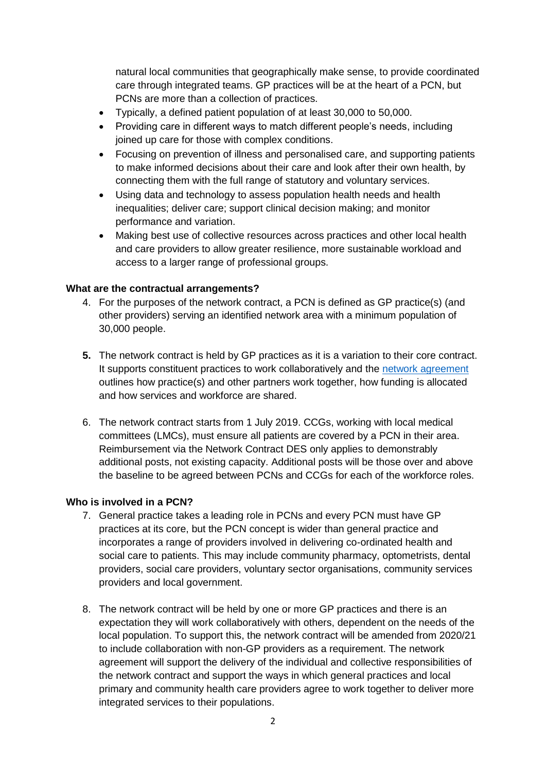natural local communities that geographically make sense, to provide coordinated care through integrated teams. GP practices will be at the heart of a PCN, but PCNs are more than a collection of practices.

- Typically, a defined patient population of at least 30,000 to 50,000.
- Providing care in different ways to match different people's needs, including joined up care for those with complex conditions.
- Focusing on prevention of illness and personalised care, and supporting patients to make informed decisions about their care and look after their own health, by connecting them with the full range of statutory and voluntary services.
- Using data and technology to assess population health needs and health inequalities; deliver care; support clinical decision making; and monitor performance and variation.
- Making best use of collective resources across practices and other local health and care providers to allow greater resilience, more sustainable workload and access to a larger range of professional groups.

**What are the contractual arrangements?**

4. For the purposes of the network contract, a PCN is defined as GP practice(s) (and other providers) serving an identified network area with a minimum population of 30,000 people.

5. The network contract is held by GP practices as it is a variation to their core contract. It supports constituent practices to work collaboratively and the network agreement outlines how practice(s) and other partners work together, how funding is allocated and how services and workforce are shared.

6. The network contract starts from 1 July 2019. CCGs, working with local medical committees (LMCs), must ensure all patients are covered by a PCN in their area. Reimbursement via the Network Contract DES only applies to demonstrably additional posts, not existing capacity. Additional posts will be those over and above the baseline to be agreed between PCNs and CCGs for each of the workforce roles.

**Who is involved in a PCN?**

7. General practice takes a leading role in PCNs and every PCN must have GP practices at its core, but the PCN concept is wider than general practice and incorporates a range of providers involved in delivering co-ordinated health and social care to patients. This may include community pharmacy, optometrists, dental providers, social care providers, voluntary sector organisations, community services providers and local government.

8. The network contract will be held by one or more GP practices and there is an expectation they will work collaboratively with others, dependent on the needs of the local population. To support this, the network contract will be amended from 2020/21 to include collaboration with non-GP providers as a requirement. The network agreement will support the delivery of the individual and collective responsibilities of the network contract and support the ways in which general practices and local primary and community health care providers agree to work together to deliver more integrated services to their populations.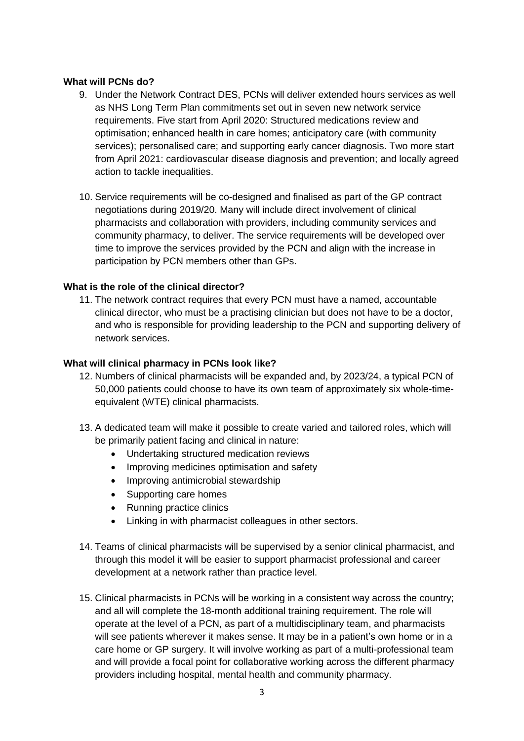**What will PCNs do?**

9. Under the Network Contract DES, PCNs will deliver extended hours services as well as NHS Long Term Plan commitments set out in seven new network service requirements. Five start from April 2020: Structured medications review and optimisation; enhanced health in care homes; anticipatory care (with community services); personalised care; and supporting early cancer diagnosis. Two more start from April 2021: cardiovascular disease diagnosis and prevention; and locally agreed action to tackle inequalities.

10. Service requirements will be co-designed and finalised as part of the GP contract negotiations during 2019/20. Many will include direct involvement of clinical pharmacists and collaboration with providers, including community services and community pharmacy, to deliver. The service requirements will be developed over time to improve the services provided by the PCN and align with the increase in participation by PCN members other than GPs.

**What is the role of the clinical director?**

11. The network contract requires that every PCN must have a named, accountable clinical director, who must be a practising clinician but does not have to be a doctor, and who is responsible for providing leadership to the PCN and supporting delivery of network services.

**What will clinical pharmacy in PCNs look like?**

12. Numbers of clinical pharmacists will be expanded and, by 2023/24, a typical PCN of 50,000 patients could choose to have its own team of approximately six whole-time-equivalent (WTE) clinical pharmacists.

13. A dedicated team will make it possible to create varied and tailored roles, which will be primarily patient facing and clinical in nature:
    - Undertaking structured medication reviews
    - Improving medicines optimisation and safety
    - Improving antimicrobial stewardship
    - Supporting care homes
    - Running practice clinics
    - Linking in with pharmacist colleagues in other sectors.

14. Teams of clinical pharmacists will be supervised by a senior clinical pharmacist, and through this model it will be easier to support pharmacist professional and career development at a network rather than practice level.

15. Clinical pharmacists in PCNs will be working in a consistent way across the country; and all will complete the 18-month additional training requirement. The role will operate at the level of a PCN, as part of a multidisciplinary team, and pharmacists will see patients wherever it makes sense. It may be in a patient's own home or in a care home or GP surgery. It will involve working as part of a multi-professional team and will provide a focal point for collaborative working across the different pharmacy providers including hospital, mental health and community pharmacy.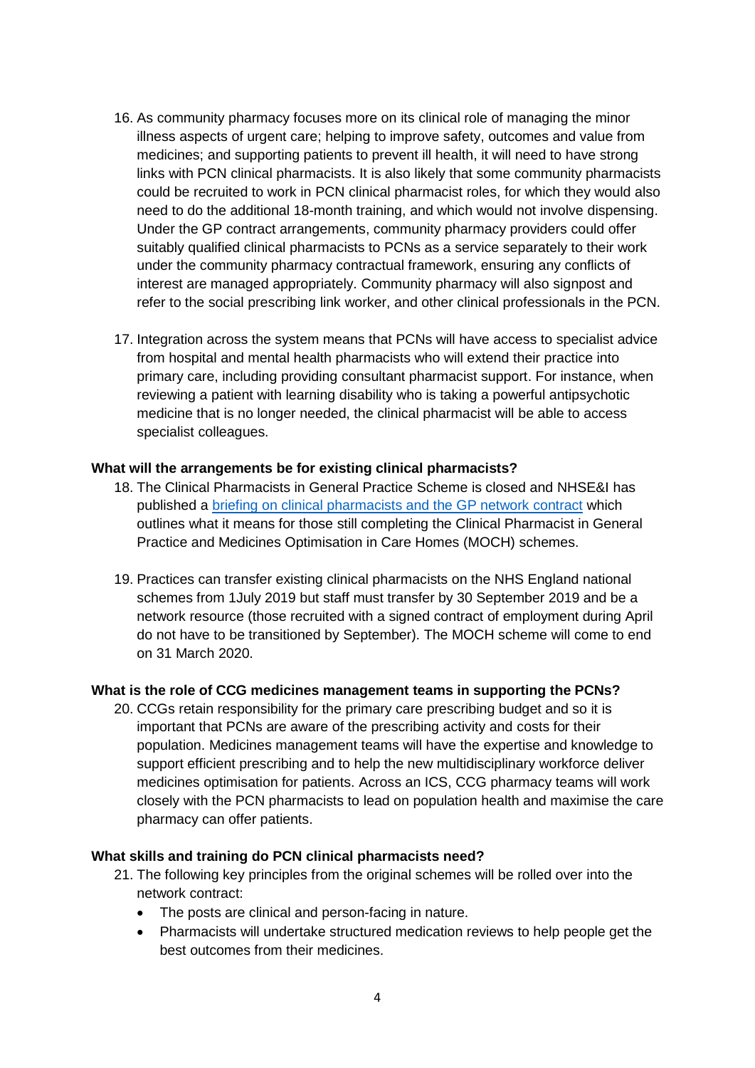16. As community pharmacy focuses more on its clinical role of managing the minor illness aspects of urgent care; helping to improve safety, outcomes and value from medicines; and supporting patients to prevent ill health, it will need to have strong links with PCN clinical pharmacists. It is also likely that some community pharmacists could be recruited to work in PCN clinical pharmacist roles, for which they would also need to do the additional 18-month training, and which would not involve dispensing. Under the GP contract arrangements, community pharmacy providers could offer suitably qualified clinical pharmacists to PCNs as a service separately to their work under the community pharmacy contractual framework, ensuring any conflicts of interest are managed appropriately. Community pharmacy will also signpost and refer to the social prescribing link worker, and other clinical professionals in the PCN.

17. Integration across the system means that PCNs will have access to specialist advice from hospital and mental health pharmacists who will extend their practice into primary care, including providing consultant pharmacist support. For instance, when reviewing a patient with learning disability who is taking a powerful antipsychotic medicine that is no longer needed, the clinical pharmacist will be able to access specialist colleagues.

**What will the arrangements be for existing clinical pharmacists?**

18. The Clinical Pharmacists in General Practice Scheme is closed and NHSE&I has published a briefing on clinical pharmacists and the GP network contract which outlines what it means for those still completing the Clinical Pharmacist in General Practice and Medicines Optimisation in Care Homes (MOCH) schemes.

19. Practices can transfer existing clinical pharmacists on the NHS England national schemes from 1July 2019 but staff must transfer by 30 September 2019 and be a network resource (those recruited with a signed contract of employment during April do not have to be transitioned by September). The MOCH scheme will come to end on 31 March 2020.

**What is the role of CCG medicines management teams in supporting the PCNs?**

20. CCGs retain responsibility for the primary care prescribing budget and so it is important that PCNs are aware of the prescribing activity and costs for their population. Medicines management teams will have the expertise and knowledge to support efficient prescribing and to help the new multidisciplinary workforce deliver medicines optimisation for patients. Across an ICS, CCG pharmacy teams will work closely with the PCN pharmacists to lead on population health and maximise the care pharmacy can offer patients.

**What skills and training do PCN clinical pharmacists need?**

21. The following key principles from the original schemes will be rolled over into the network contract:
    - The posts are clinical and person-facing in nature.
    - Pharmacists will undertake structured medication reviews to help people get the best outcomes from their medicines.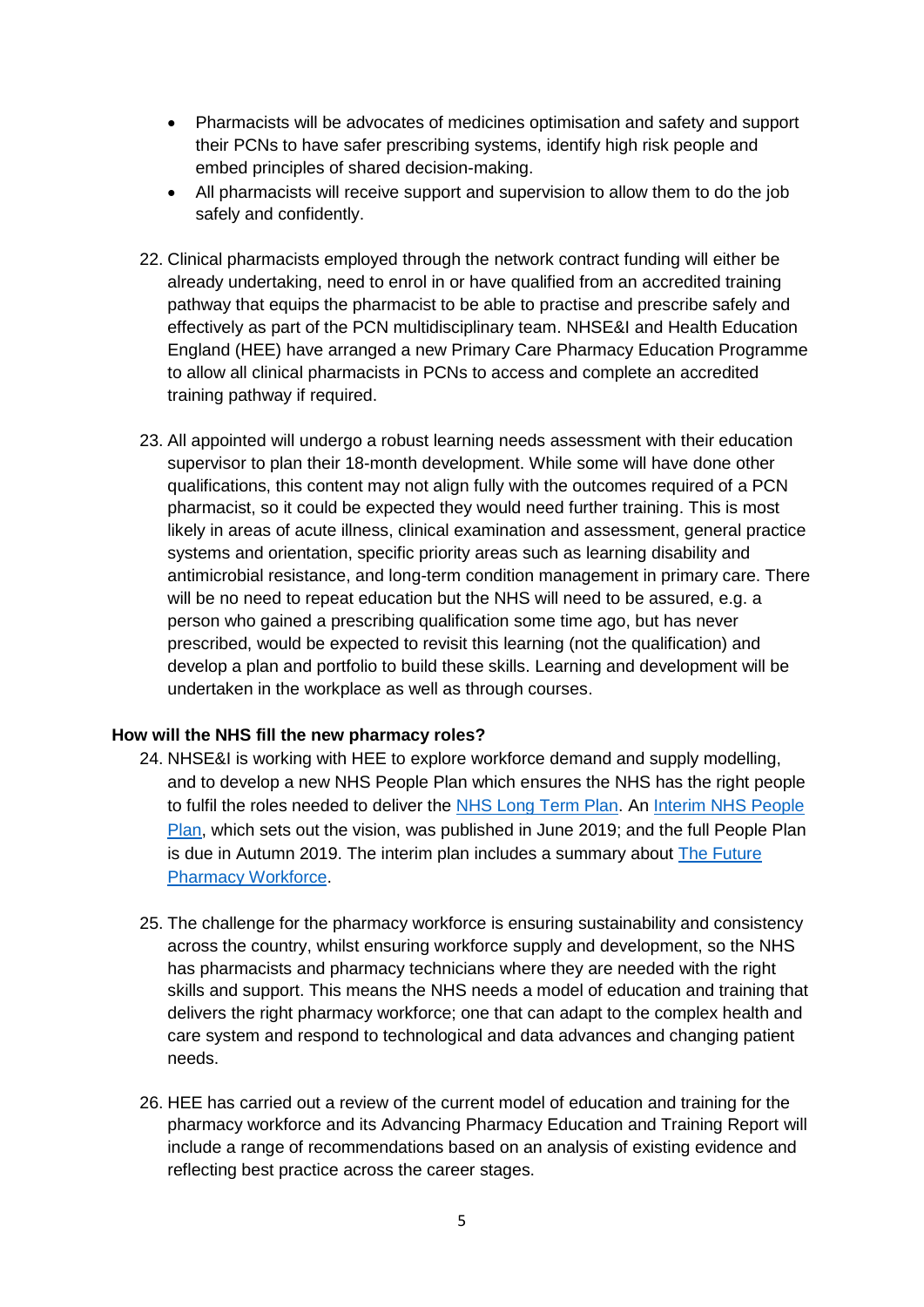- Pharmacists will be advocates of medicines optimisation and safety and support their PCNs to have safer prescribing systems, identify high risk people and embed principles of shared decision-making.
- All pharmacists will receive support and supervision to allow them to do the job safely and confidently.

22. Clinical pharmacists employed through the network contract funding will either be already undertaking, need to enrol in or have qualified from an accredited training pathway that equips the pharmacist to be able to practise and prescribe safely and effectively as part of the PCN multidisciplinary team. NHSE&I and Health Education England (HEE) have arranged a new Primary Care Pharmacy Education Programme to allow all clinical pharmacists in PCNs to access and complete an accredited training pathway if required.

23. All appointed will undergo a robust learning needs assessment with their education supervisor to plan their 18-month development. While some will have done other qualifications, this content may not align fully with the outcomes required of a PCN pharmacist, so it could be expected they would need further training. This is most likely in areas of acute illness, clinical examination and assessment, general practice systems and orientation, specific priority areas such as learning disability and antimicrobial resistance, and long-term condition management in primary care. There will be no need to repeat education but the NHS will need to be assured, e.g. a person who gained a prescribing qualification some time ago, but has never prescribed, would be expected to revisit this learning (not the qualification) and develop a plan and portfolio to build these skills. Learning and development will be undertaken in the workplace as well as through courses.

**How will the NHS fill the new pharmacy roles?**

24. NHSE&I is working with HEE to explore workforce demand and supply modelling, and to develop a new NHS People Plan which ensures the NHS has the right people to fulfil the roles needed to deliver the NHS Long Term Plan. An Interim NHS People Plan, which sets out the vision, was published in June 2019; and the full People Plan is due in Autumn 2019. The interim plan includes a summary about The Future Pharmacy Workforce.

25. The challenge for the pharmacy workforce is ensuring sustainability and consistency across the country, whilst ensuring workforce supply and development, so the NHS has pharmacists and pharmacy technicians where they are needed with the right skills and support. This means the NHS needs a model of education and training that delivers the right pharmacy workforce; one that can adapt to the complex health and care system and respond to technological and data advances and changing patient needs.

26. HEE has carried out a review of the current model of education and training for the pharmacy workforce and its Advancing Pharmacy Education and Training Report will include a range of recommendations based on an analysis of existing evidence and reflecting best practice across the career stages.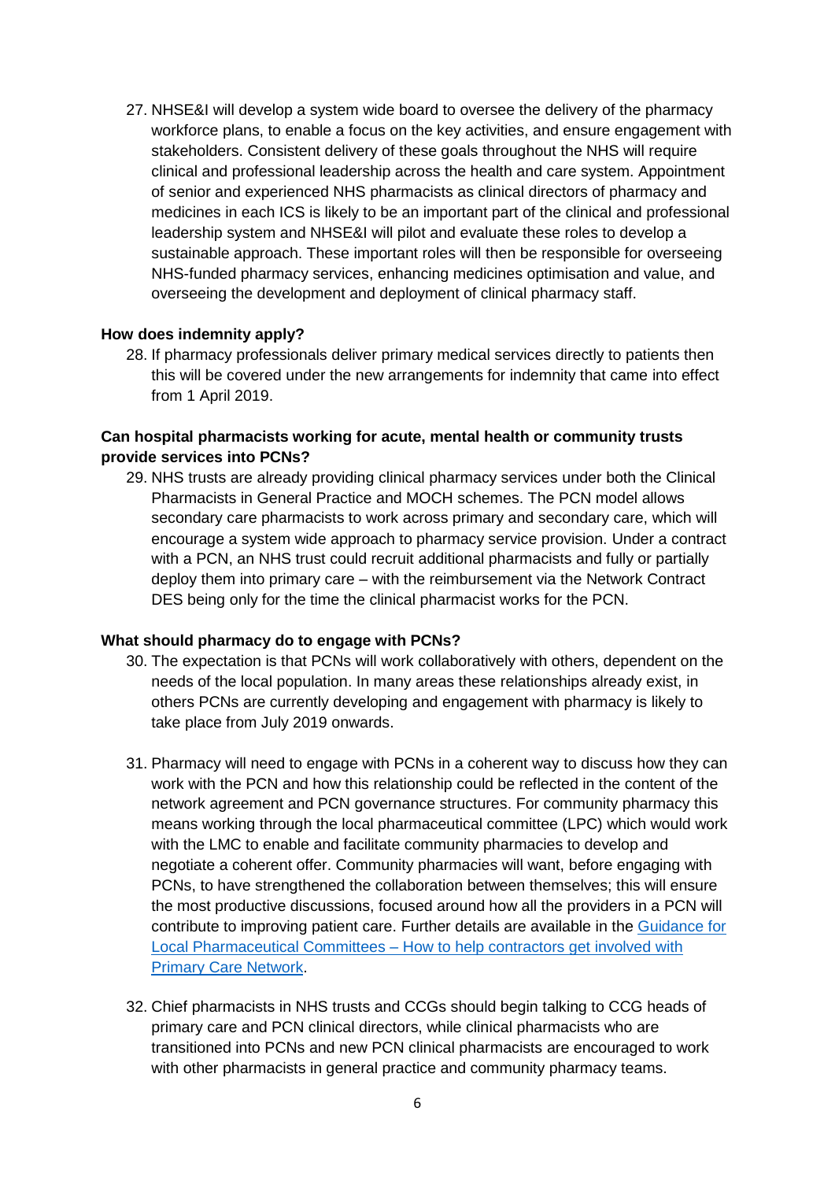27. NHSE&I will develop a system wide board to oversee the delivery of the pharmacy workforce plans, to enable a focus on the key activities, and ensure engagement with stakeholders. Consistent delivery of these goals throughout the NHS will require clinical and professional leadership across the health and care system. Appointment of senior and experienced NHS pharmacists as clinical directors of pharmacy and medicines in each ICS is likely to be an important part of the clinical and professional leadership system and NHSE&I will pilot and evaluate these roles to develop a sustainable approach. These important roles will then be responsible for overseeing NHS-funded pharmacy services, enhancing medicines optimisation and value, and overseeing the development and deployment of clinical pharmacy staff.

**How does indemnity apply?**

28. If pharmacy professionals deliver primary medical services directly to patients then this will be covered under the new arrangements for indemnity that came into effect from 1 April 2019.

**Can hospital pharmacists working for acute, mental health or community trusts provide services into PCNs?**

29. NHS trusts are already providing clinical pharmacy services under both the Clinical Pharmacists in General Practice and MOCH schemes. The PCN model allows secondary care pharmacists to work across primary and secondary care, which will encourage a system wide approach to pharmacy service provision. Under a contract with a PCN, an NHS trust could recruit additional pharmacists and fully or partially deploy them into primary care – with the reimbursement via the Network Contract DES being only for the time the clinical pharmacist works for the PCN.

**What should pharmacy do to engage with PCNs?**

30. The expectation is that PCNs will work collaboratively with others, dependent on the needs of the local population. In many areas these relationships already exist, in others PCNs are currently developing and engagement with pharmacy is likely to take place from July 2019 onwards.

31. Pharmacy will need to engage with PCNs in a coherent way to discuss how they can work with the PCN and how this relationship could be reflected in the content of the network agreement and PCN governance structures. For community pharmacy this means working through the local pharmaceutical committee (LPC) which would work with the LMC to enable and facilitate community pharmacies to develop and negotiate a coherent offer. Community pharmacies will want, before engaging with PCNs, to have strengthened the collaboration between themselves; this will ensure the most productive discussions, focused around how all the providers in a PCN will contribute to improving patient care. Further details are available in the [Guidance for Local Pharmaceutical Committees – How to help contractors get involved with Primary Care Network](#).

32. Chief pharmacists in NHS trusts and CCGs should begin talking to CCG heads of primary care and PCN clinical directors, while clinical pharmacists who are transitioned into PCNs and new PCN clinical pharmacists are encouraged to work with other pharmacists in general practice and community pharmacy teams.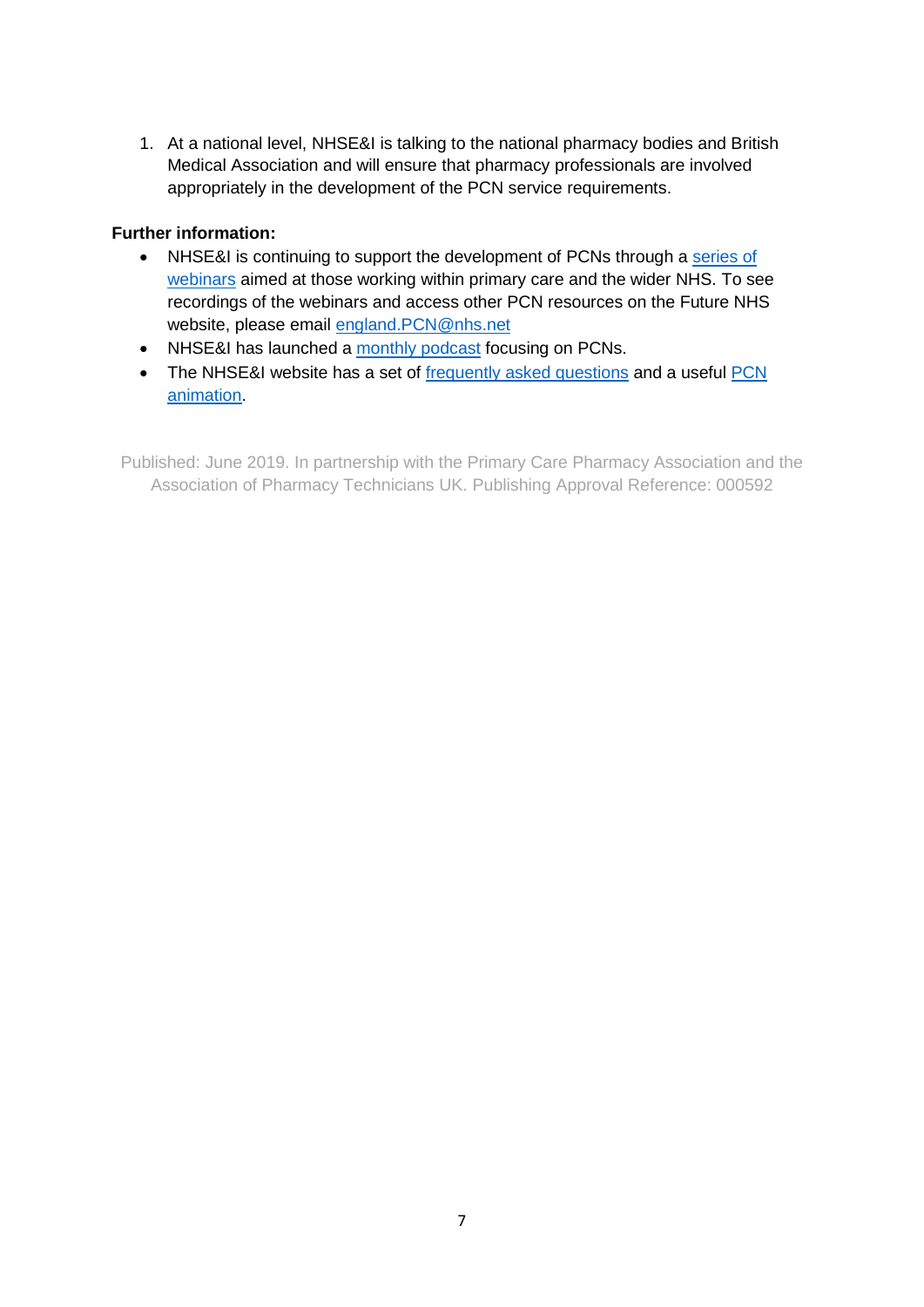1. At a national level, NHSE&I is talking to the national pharmacy bodies and British Medical Association and will ensure that pharmacy professionals are involved appropriately in the development of the PCN service requirements.

**Further information:**

- NHSE&I is continuing to support the development of PCNs through a series of webinars aimed at those working within primary care and the wider NHS. To see recordings of the webinars and access other PCN resources on the Future NHS website, please email england.PCN@nhs.net
- NHSE&I has launched a monthly podcast focusing on PCNs.
- The NHSE&I website has a set of frequently asked questions and a useful PCN animation.

Published: June 2019. In partnership with the Primary Care Pharmacy Association and the Association of Pharmacy Technicians UK. Publishing Approval Reference: 000592